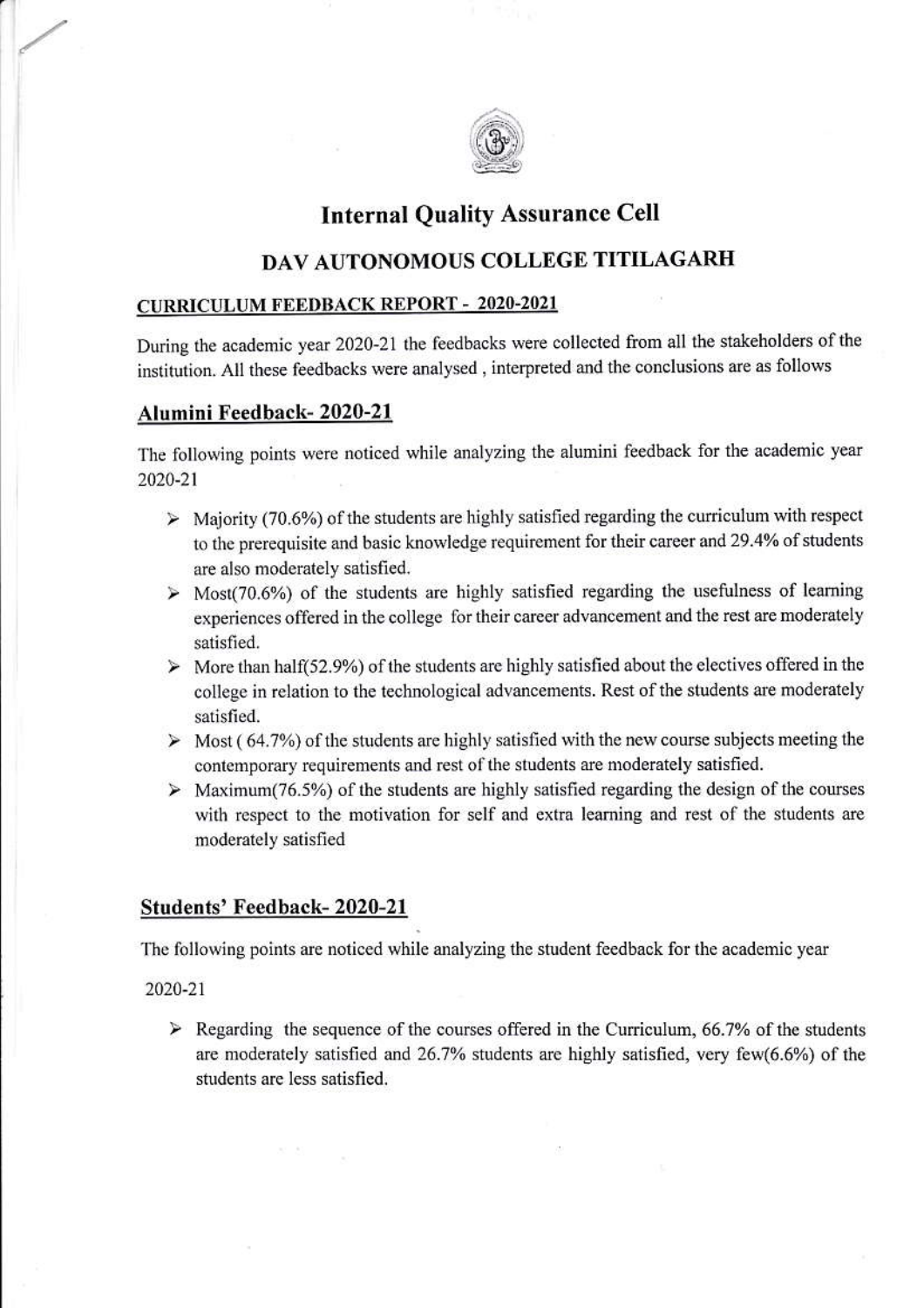# Internal Quality Assurance Cell

## DAV AUTONOMOUS COLLEGE TITILAGARH

### CURRICULUM FEEDBACK REPORT - 2020-2021

During the academic year 2020-21 the feedbacks were collected from all the stakeholders of the institution. All these feedbacks were analysed , interpreted and the conclusions are as follows

## Alumini Feedback- 2020-21

The following points were noticed while analyzing the alumini feedback for the academic year 2020-21

- Majority (70.6%) of the students are highly satisfied regarding the curriculum with respect to the prerequisite and basic knowledge requirement for their career and 29.4% of students are also moderately satisfied.
- Most(70.6%) of the students are highly satisfied regarding the usefulness of learning experiences offered in the college for their career advancement and the rest are moderately satisfied.
- More than half(52.9%) of the students are highly satisfied about the electives offered in the college in relation to the technological advancements. Rest of the students are moderately satisfied.
- Most ( 64.7%) of the students are highly satisfied with the new course subjects meeting the contemporary requirements and rest of the students are moderately satisfied.
- Maximum(76.5%) of the students are highly satisfied regarding the design of the courses with respect to the motivation for self and extra learning and rest of the students are moderately satisfied

## Students' Feedback- 2020-21

The following points are noticed while analyzing the student feedback for the academic year

2020-21

- Regarding the sequence of the courses offered in the Curriculum, 66.7% of the students are moderately satisfied and 26.7% students are highly satisfied, very few(6.6%) of the students are less satisfied.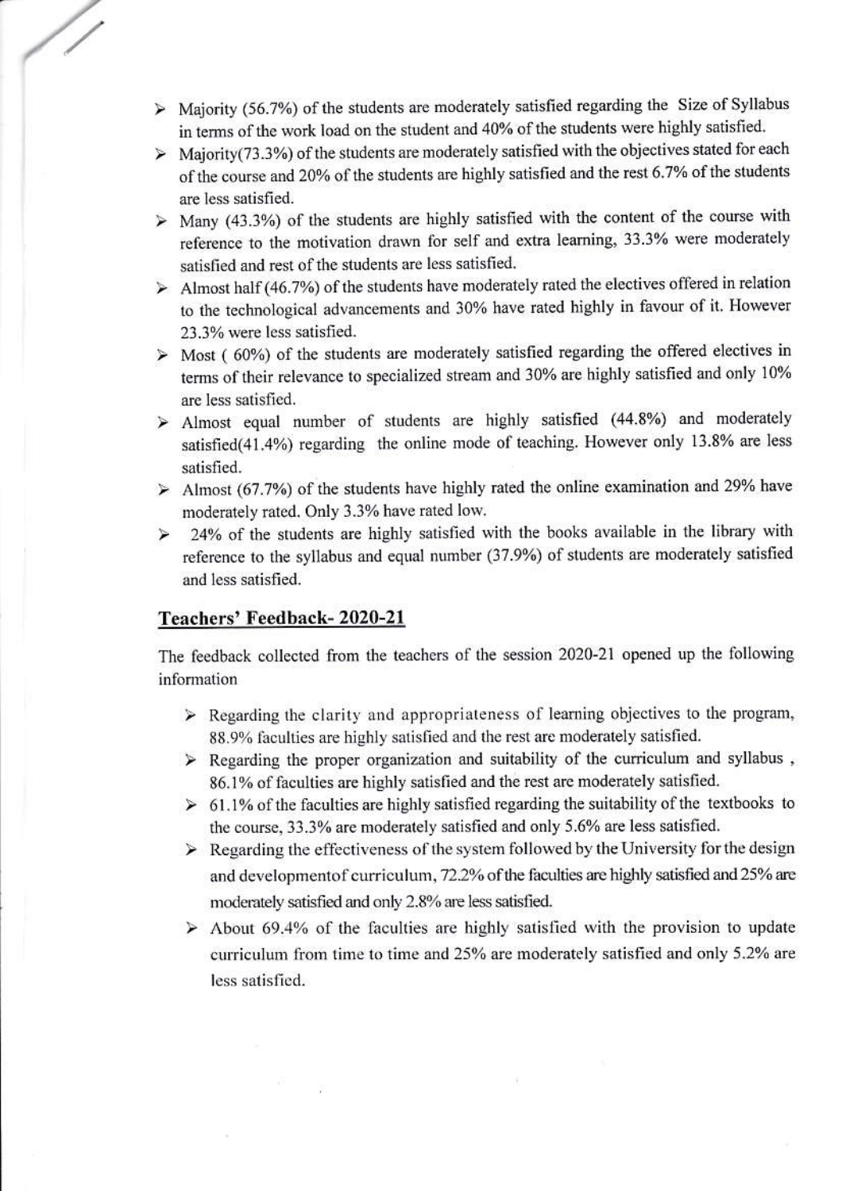- Majority (56.7%) of the students are moderately satisfied regarding the Size of Syllabus in terms of the work load on the student and 40% of the students were highly satisfied.
- Majority(73.3%) of the students are moderately satisfied with the objectives stated for each of the course and 20% of the students are highly satisfied and the rest 6.7% of the students are less satisfied.
- Many (43.3%) of the students are highly satisfied with the content of the course with reference to the motivation drawn for self and extra learning, 33.3% were moderately satisfied and rest of the students are less satisfied.
- Almost half (46.7%) of the students have moderately rated the electives offered in relation to the technological advancements and 30% have rated highly in favour of it. However 23.3% were less satisfied.
- Most ( 60%) of the students are moderately satisfied regarding the offered electives in terms of their relevance to specialized stream and 30% are highly satisfied and only 10% are less satisfied.
- Almost equal number of students are highly satisfied (44.8%) and moderately satisfied(41.4%) regarding the online mode of teaching. However only 13.8% are less satisfied.
- Almost (67.7%) of the students have highly rated the online examination and 29% have moderately rated. Only 3.3% have rated low.
- 24% of the students are highly satisfied with the books available in the library with reference to the syllabus and equal number (37.9%) of students are moderately satisfied and less satisfied.

## Teachers' Feedback- 2020-21

The feedback collected from the teachers of the session 2020-21 opened up the following information

- Regarding the clarity and appropriateness of learning objectives to the program, 88.9% faculties are highly satisfied and the rest are moderately satisfied.
- Regarding the proper organization and suitability of the curriculum and syllabus , 86.1% of faculties are highly satisfied and the rest are moderately satisfied.
- 61.1% of the faculties are highly satisfied regarding the suitability of the textbooks to the course, 33.3% are moderately satisfied and only 5.6% are less satisfied.
- Regarding the effectiveness of the system followed by the University for the design and developmentof curriculum, 72.2% of the faculties are highly satisfied and 25% are moderately satisfied and only 2.8% are less satisfied.
- About 69.4% of the faculties are highly satisfied with the provision to update curriculum from time to time and 25% are moderately satisfied and only 5.2% are less satisfied.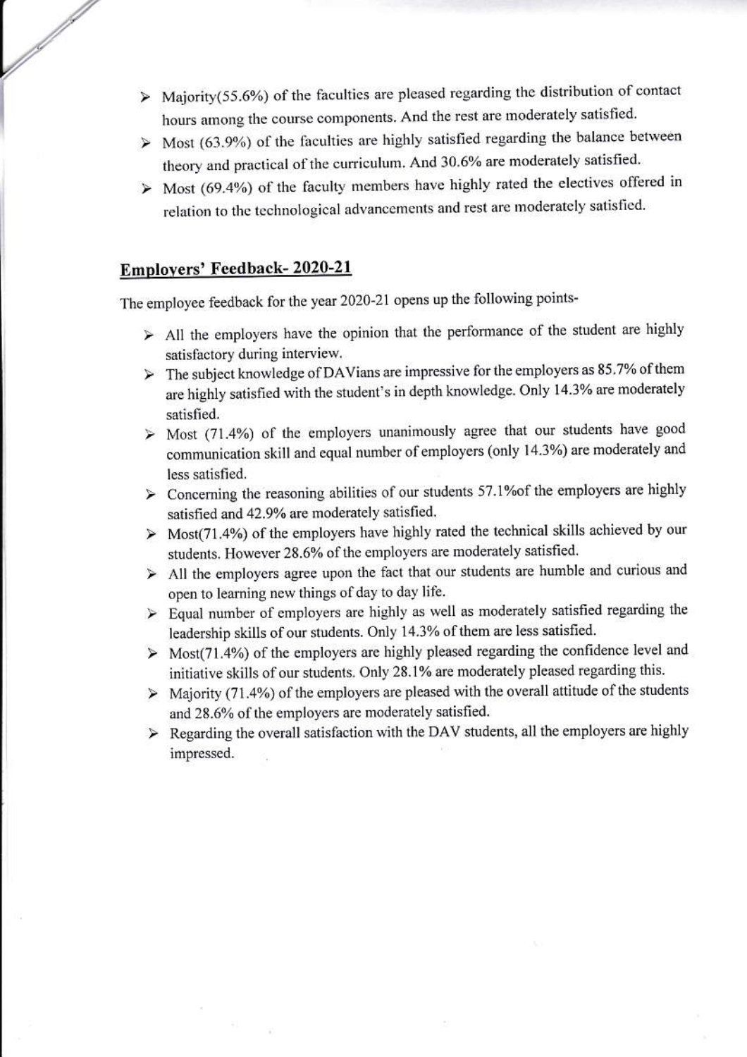- Majority(55.6%) of the faculties are pleased regarding the distribution of contact hours among the course components. And the rest are moderately satisfied.
- Most (63.9%) of the faculties are highly satisfied regarding the balance between theory and practical of the curriculum. And 30.6% are moderately satisfied.
- Most (69.4%) of the faculty members have highly rated the electives offered in relation to the technological advancements and rest are moderately satisfied.

## Employers' Feedback- 2020-21

The employee feedback for the year 2020-21 opens up the following points-

- All the employers have the opinion that the performance of the student are highly satisfactory during interview.
- The subject knowledge of DAVians are impressive for the employers as 85.7% of them are highly satisfied with the student's in depth knowledge. Only 14.3% are moderately satisfied.
- Most (71.4%) of the employers unanimously agree that our students have good communication skill and equal number of employers (only 14.3%) are moderately and less satisfied.
- Concerning the reasoning abilities of our students 57.1%of the employers are highly satisfied and 42.9% are moderately satisfied.
- Most(71.4%) of the employers have highly rated the technical skills achieved by our students. However 28.6% of the employers are moderately satisfied.
- All the employers agree upon the fact that our students are humble and curious and open to learning new things of day to day life.
- Equal number of employers are highly as well as moderately satisfied regarding the leadership skills of our students. Only 14.3% of them are less satisfied.
- Most(71.4%) of the employers are highly pleased regarding the confidence level and initiative skills of our students. Only 28.1% are moderately pleased regarding this.
- Majority (71.4%) of the employers are pleased with the overall attitude of the students and 28.6% of the employers are moderately satisfied.
- Regarding the overall satisfaction with the DAV students, all the employers are highly impressed.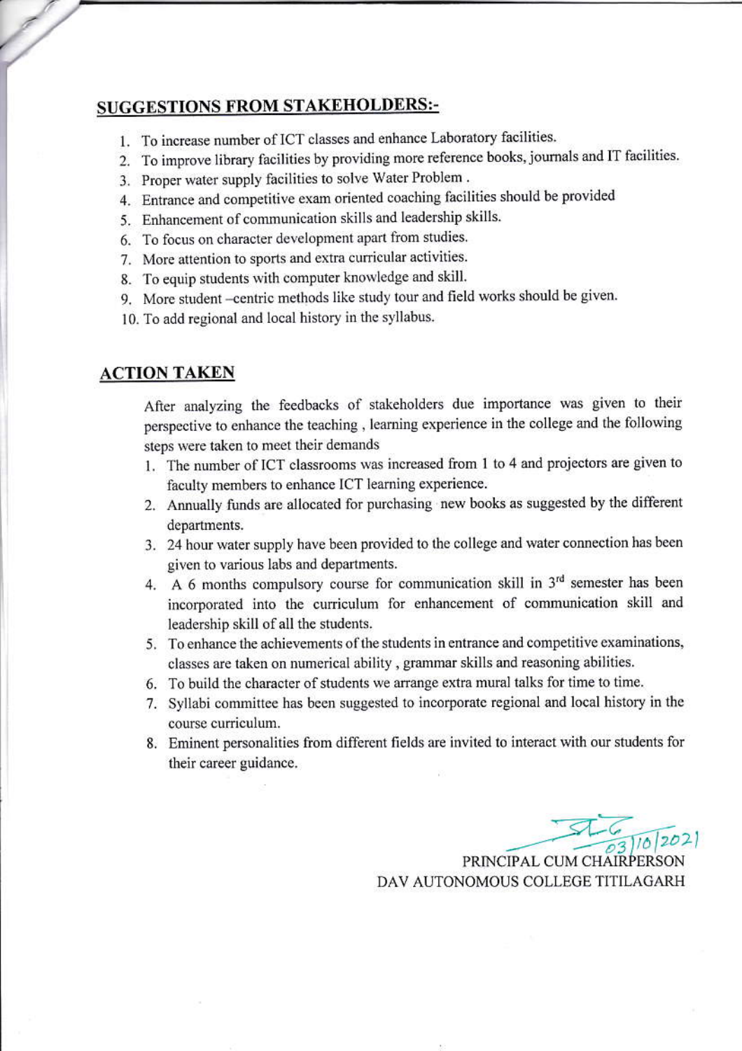## SUGGESTIONS FROM STAKEHOLDERS:-

1. To increase number of ICT classes and enhance Laboratory facilities.
2. To improve library facilities by providing more reference books, journals and IT facilities.
3. Proper water supply facilities to solve Water Problem .
4. Entrance and competitive exam oriented coaching facilities should be provided
5. Enhancement of communication skills and leadership skills.
6. To focus on character development apart from studies.
7. More attention to sports and extra curricular activities.
8. To equip students with computer knowledge and skill.
9. More student –centric methods like study tour and field works should be given.
10. To add regional and local history in the syllabus.

## ACTION TAKEN

After analyzing the feedbacks of stakeholders due importance was given to their perspective to enhance the teaching , learning experience in the college and the following steps were taken to meet their demands

1. The number of ICT classrooms was increased from 1 to 4 and projectors are given to faculty members to enhance ICT learning experience.
2. Annually funds are allocated for purchasing new books as suggested by the different departments.
3. 24 hour water supply have been provided to the college and water connection has been given to various labs and departments.
4. A 6 months compulsory course for communication skill in 3rd semester has been incorporated into the curriculum for enhancement of communication skill and leadership skill of all the students.
5. To enhance the achievements of the students in entrance and competitive examinations, classes are taken on numerical ability , grammar skills and reasoning abilities.
6. To build the character of students we arrange extra mural talks for time to time.
7. Syllabi committee has been suggested to incorporate regional and local history in the course curriculum.
8. Eminent personalities from different fields are invited to interact with our students for their career guidance.

03/10/2021

PRINCIPAL CUM CHAIRPERSON
DAV AUTONOMOUS COLLEGE TITILAGARH